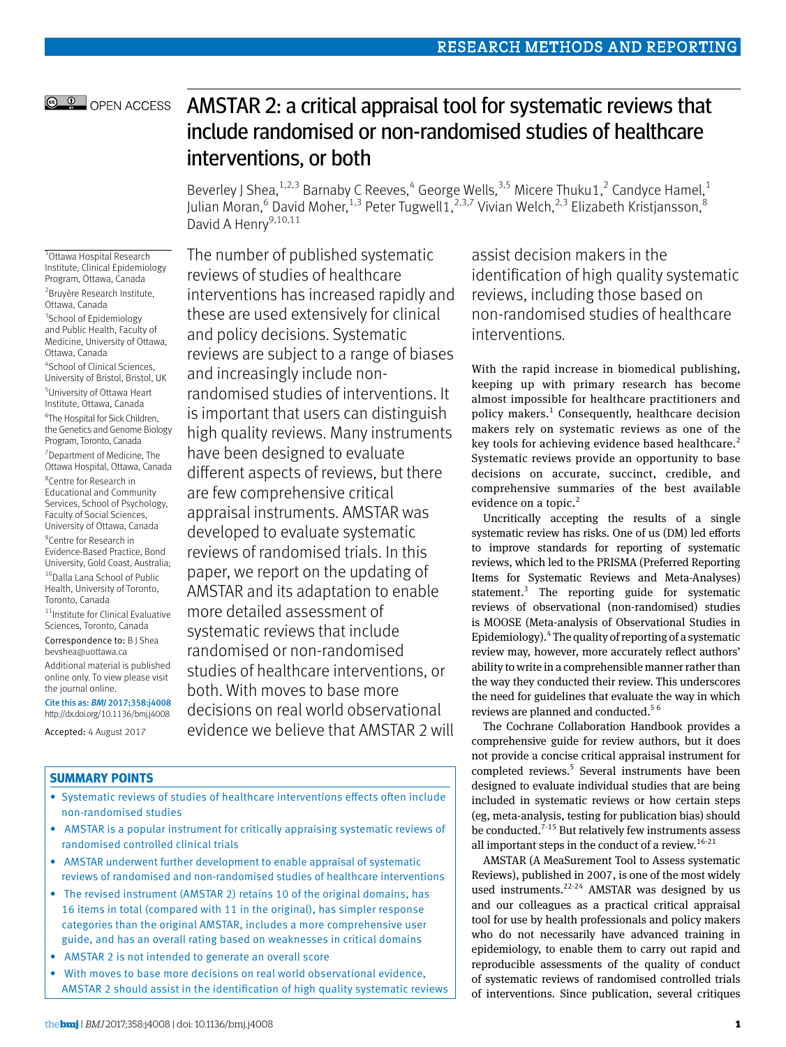OPEN ACCESS

# AMSTAR 2: a critical appraisal tool for systematic reviews that include randomised or non-randomised studies of healthcare interventions, or both

Beverley J Shea,[1,2,3] Barnaby C Reeves,[4] George Wells,[3,5] Micere Thuku1,[2] Candyce Hamel,[1] Julian Moran,[6] David Moher,[1,3] Peter Tugwell1,[2,3,7] Vivian Welch,[2,3] Elizabeth Kristjansson,[8] David A Henry[9,10,11]

[1]Ottawa Hospital Research Institute, Clinical Epidemiology Program, Ottawa, Canada
[2]Bruyère Research Institute, Ottawa, Canada
[3]School of Epidemiology and Public Health, Faculty of Medicine, University of Ottawa, Ottawa, Canada
[4]School of Clinical Sciences, University of Bristol, Bristol, UK
[5]University of Ottawa Heart Institute, Ottawa, Canada
[6]The Hospital for Sick Children, the Genetics and Genome Biology Program, Toronto, Canada
[7]Department of Medicine, The Ottawa Hospital, Ottawa, Canada
[8]Centre for Research in Educational and Community Services, School of Psychology, Faculty of Social Sciences, University of Ottawa, Canada
[9]Centre for Research in Evidence-Based Practice, Bond University, Gold Coast, Australia;
[10]Dalla Lana School of Public Health, University of Toronto, Toronto, Canada
[11]Institute for Clinical Evaluative Sciences, Toronto, Canada

Correspondence to: B J Shea bevshea@uottawa.ca

Additional material is published online only. To view please visit the journal online.

Cite this as: *BMJ* 2017;358:j4008
http://dx.doi.org/10.1136/bmj.j4008

Accepted: 4 August 2017

The number of published systematic reviews of studies of healthcare interventions has increased rapidly and these are used extensively for clinical and policy decisions. Systematic reviews are subject to a range of biases and increasingly include non-randomised studies of interventions. It is important that users can distinguish high quality reviews. Many instruments have been designed to evaluate different aspects of reviews, but there are few comprehensive critical appraisal instruments. AMSTAR was developed to evaluate systematic reviews of randomised trials. In this paper, we report on the updating of AMSTAR and its adaptation to enable more detailed assessment of systematic reviews that include randomised or non-randomised studies of healthcare interventions, or both. With moves to base more decisions on real world observational evidence we believe that AMSTAR 2 will assist decision makers in the identification of high quality systematic reviews, including those based on non-randomised studies of healthcare interventions.

## SUMMARY POINTS

- Systematic reviews of studies of healthcare interventions effects often include non-randomised studies
- AMSTAR is a popular instrument for critically appraising systematic reviews of randomised controlled clinical trials
- AMSTAR underwent further development to enable appraisal of systematic reviews of randomised and non-randomised studies of healthcare interventions
- The revised instrument (AMSTAR 2) retains 10 of the original domains, has 16 items in total (compared with 11 in the original), has simpler response categories than the original AMSTAR, includes a more comprehensive user guide, and has an overall rating based on weaknesses in critical domains
- AMSTAR 2 is not intended to generate an overall score
- With moves to base more decisions on real world observational evidence, AMSTAR 2 should assist in the identification of high quality systematic reviews

With the rapid increase in biomedical publishing, keeping up with primary research has become almost impossible for healthcare practitioners and policy makers.[1] Consequently, healthcare decision makers rely on systematic reviews as one of the key tools for achieving evidence based healthcare.[2] Systematic reviews provide an opportunity to base decisions on accurate, succinct, credible, and comprehensive summaries of the best available evidence on a topic.[2]

Uncritically accepting the results of a single systematic review has risks. One of us (DM) led efforts to improve standards for reporting of systematic reviews, which led to the PRISMA (Preferred Reporting Items for Systematic Reviews and Meta-Analyses) statement.[3] The reporting guide for systematic reviews of observational (non-randomised) studies is MOOSE (Meta-analysis of Observational Studies in Epidemiology).[4] The quality of reporting of a systematic review may, however, more accurately reflect authors' ability to write in a comprehensible manner rather than the way they conducted their review. This underscores the need for guidelines that evaluate the way in which reviews are planned and conducted.[5 6]

The Cochrane Collaboration Handbook provides a comprehensive guide for review authors, but it does not provide a concise critical appraisal instrument for completed reviews.[5] Several instruments have been designed to evaluate individual studies that are being included in systematic reviews or how certain steps (eg, meta-analysis, testing for publication bias) should be conducted.[7-15] But relatively few instruments assess all important steps in the conduct of a review.[16-21]

AMSTAR (A MeaSurement Tool to Assess systematic Reviews), published in 2007, is one of the most widely used instruments.[22-24] AMSTAR was designed by us and our colleagues as a practical critical appraisal tool for use by health professionals and policy makers who do not necessarily have advanced training in epidemiology, to enable them to carry out rapid and reproducible assessments of the quality of conduct of systematic reviews of randomised controlled trials of interventions. Since publication, several critiques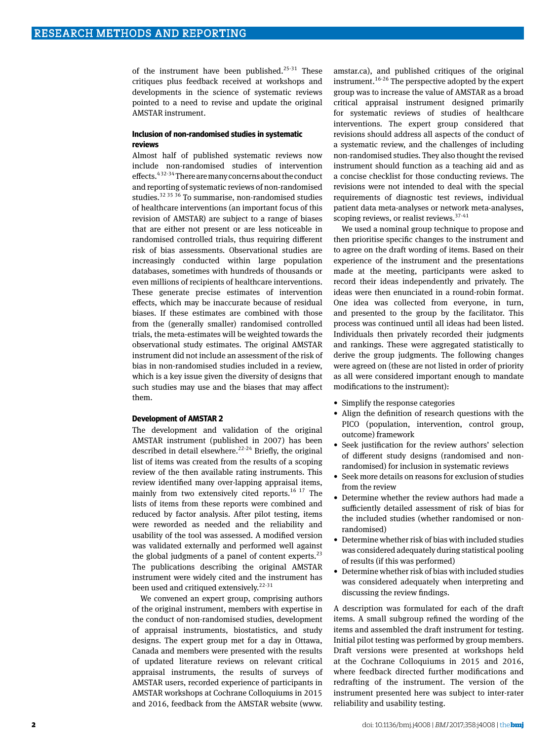of the instrument have been published.[25-31] These critiques plus feedback received at workshops and developments in the science of systematic reviews pointed to a need to revise and update the original AMSTAR instrument.

### Inclusion of non-randomised studies in systematic reviews

Almost half of published systematic reviews now include non-randomised studies of intervention effects.[4 32-34] There are many concerns about the conduct and reporting of systematic reviews of non-randomised studies.[32 35 36] To summarise, non-randomised studies of healthcare interventions (an important focus of this revision of AMSTAR) are subject to a range of biases that are either not present or are less noticeable in randomised controlled trials, thus requiring different risk of bias assessments. Observational studies are increasingly conducted within large population databases, sometimes with hundreds of thousands or even millions of recipients of healthcare interventions. These generate precise estimates of intervention effects, which may be inaccurate because of residual biases. If these estimates are combined with those from the (generally smaller) randomised controlled trials, the meta-estimates will be weighted towards the observational study estimates. The original AMSTAR instrument did not include an assessment of the risk of bias in non-randomised studies included in a review, which is a key issue given the diversity of designs that such studies may use and the biases that may affect them.

### Development of AMSTAR 2

The development and validation of the original AMSTAR instrument (published in 2007) has been described in detail elsewhere.[22-24] Briefly, the original list of items was created from the results of a scoping review of the then available rating instruments. This review identified many over-lapping appraisal items, mainly from two extensively cited reports.[16 17] The lists of items from these reports were combined and reduced by factor analysis. After pilot testing, items were reworded as needed and the reliability and usability of the tool was assessed. A modified version was validated externally and performed well against the global judgments of a panel of content experts.[23] The publications describing the original AMSTAR instrument were widely cited and the instrument has been used and critiqued extensively.[22-31]

We convened an expert group, comprising authors of the original instrument, members with expertise in the conduct of non-randomised studies, development of appraisal instruments, biostatistics, and study designs. The expert group met for a day in Ottawa, Canada and members were presented with the results of updated literature reviews on relevant critical appraisal instruments, the results of surveys of AMSTAR users, recorded experience of participants in AMSTAR workshops at Cochrane Colloquiums in 2015 and 2016, feedback from the AMSTAR website (www.amstar.ca), and published critiques of the original instrument.[16-26] The perspective adopted by the expert group was to increase the value of AMSTAR as a broad critical appraisal instrument designed primarily for systematic reviews of studies of healthcare interventions. The expert group considered that revisions should address all aspects of the conduct of a systematic review, and the challenges of including non-randomised studies. They also thought the revised instrument should function as a teaching aid and as a concise checklist for those conducting reviews. The revisions were not intended to deal with the special requirements of diagnostic test reviews, individual patient data meta-analyses or network meta-analyses, scoping reviews, or realist reviews.[37-41]

We used a nominal group technique to propose and then prioritise specific changes to the instrument and to agree on the draft wording of items. Based on their experience of the instrument and the presentations made at the meeting, participants were asked to record their ideas independently and privately. The ideas were then enunciated in a round-robin format. One idea was collected from everyone, in turn, and presented to the group by the facilitator. This process was continued until all ideas had been listed. Individuals then privately recorded their judgments and rankings. These were aggregated statistically to derive the group judgments. The following changes were agreed on (these are not listed in order of priority as all were considered important enough to mandate modifications to the instrument):

- Simplify the response categories
- Align the definition of research questions with the PICO (population, intervention, control group, outcome) framework
- Seek justification for the review authors' selection of different study designs (randomised and non-randomised) for inclusion in systematic reviews
- Seek more details on reasons for exclusion of studies from the review
- Determine whether the review authors had made a sufficiently detailed assessment of risk of bias for the included studies (whether randomised or non-randomised)
- Determine whether risk of bias with included studies was considered adequately during statistical pooling of results (if this was performed)
- Determine whether risk of bias with included studies was considered adequately when interpreting and discussing the review findings.

A description was formulated for each of the draft items. A small subgroup refined the wording of the items and assembled the draft instrument for testing. Initial pilot testing was performed by group members. Draft versions were presented at workshops held at the Cochrane Colloquiums in 2015 and 2016, where feedback directed further modifications and redrafting of the instrument. The version of the instrument presented here was subject to inter-rater reliability and usability testing.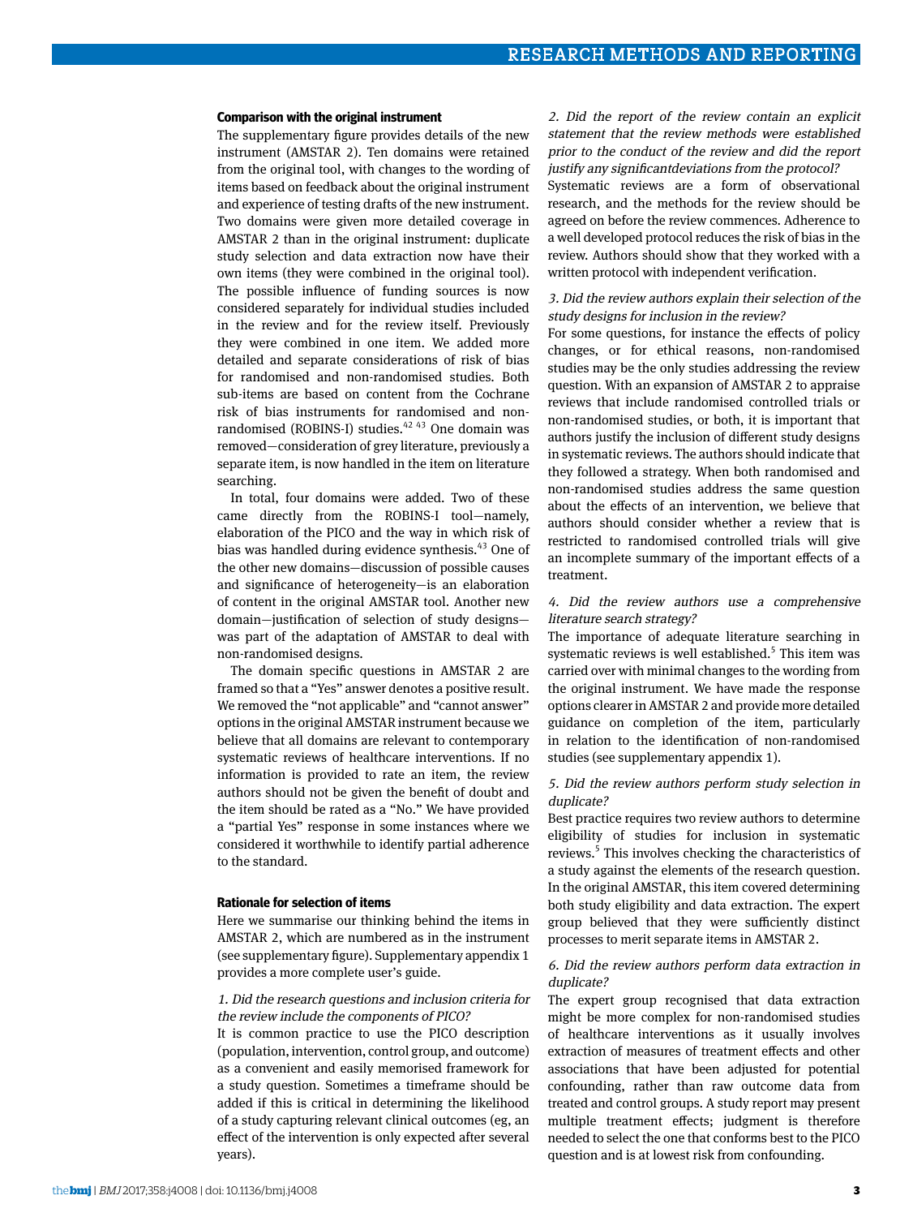### Comparison with the original instrument

The supplementary figure provides details of the new instrument (AMSTAR 2). Ten domains were retained from the original tool, with changes to the wording of items based on feedback about the original instrument and experience of testing drafts of the new instrument. Two domains were given more detailed coverage in AMSTAR 2 than in the original instrument: duplicate study selection and data extraction now have their own items (they were combined in the original tool). The possible influence of funding sources is now considered separately for individual studies included in the review and for the review itself. Previously they were combined in one item. We added more detailed and separate considerations of risk of bias for randomised and non-randomised studies. Both sub-items are based on content from the Cochrane risk of bias instruments for randomised and non-randomised (ROBINS-I) studies.[42 43] One domain was removed—consideration of grey literature, previously a separate item, is now handled in the item on literature searching.

In total, four domains were added. Two of these came directly from the ROBINS-I tool—namely, elaboration of the PICO and the way in which risk of bias was handled during evidence synthesis.[43] One of the other new domains—discussion of possible causes and significance of heterogeneity—is an elaboration of content in the original AMSTAR tool. Another new domain—justification of selection of study designs—was part of the adaptation of AMSTAR to deal with non-randomised designs.

The domain specific questions in AMSTAR 2 are framed so that a "Yes" answer denotes a positive result. We removed the "not applicable" and "cannot answer" options in the original AMSTAR instrument because we believe that all domains are relevant to contemporary systematic reviews of healthcare interventions. If no information is provided to rate an item, the review authors should not be given the benefit of doubt and the item should be rated as a "No." We have provided a "partial Yes" response in some instances where we considered it worthwhile to identify partial adherence to the standard.

### Rationale for selection of items

Here we summarise our thinking behind the items in AMSTAR 2, which are numbered as in the instrument (see supplementary figure). Supplementary appendix 1 provides a more complete user's guide.

*1. Did the research questions and inclusion criteria for the review include the components of PICO?*

It is common practice to use the PICO description (population, intervention, control group, and outcome) as a convenient and easily memorised framework for a study question. Sometimes a timeframe should be added if this is critical in determining the likelihood of a study capturing relevant clinical outcomes (eg, an effect of the intervention is only expected after several years).

*2. Did the report of the review contain an explicit statement that the review methods were established prior to the conduct of the review and did the report justify any significantdeviations from the protocol?*

Systematic reviews are a form of observational research, and the methods for the review should be agreed on before the review commences. Adherence to a well developed protocol reduces the risk of bias in the review. Authors should show that they worked with a written protocol with independent verification.

*3. Did the review authors explain their selection of the study designs for inclusion in the review?*

For some questions, for instance the effects of policy changes, or for ethical reasons, non-randomised studies may be the only studies addressing the review question. With an expansion of AMSTAR 2 to appraise reviews that include randomised controlled trials or non-randomised studies, or both, it is important that authors justify the inclusion of different study designs in systematic reviews. The authors should indicate that they followed a strategy. When both randomised and non-randomised studies address the same question about the effects of an intervention, we believe that authors should consider whether a review that is restricted to randomised controlled trials will give an incomplete summary of the important effects of a treatment.

*4. Did the review authors use a comprehensive literature search strategy?*

The importance of adequate literature searching in systematic reviews is well established.[5] This item was carried over with minimal changes to the wording from the original instrument. We have made the response options clearer in AMSTAR 2 and provide more detailed guidance on completion of the item, particularly in relation to the identification of non-randomised studies (see supplementary appendix 1).

*5. Did the review authors perform study selection in duplicate?*

Best practice requires two review authors to determine eligibility of studies for inclusion in systematic reviews.[5] This involves checking the characteristics of a study against the elements of the research question. In the original AMSTAR, this item covered determining both study eligibility and data extraction. The expert group believed that they were sufficiently distinct processes to merit separate items in AMSTAR 2.

*6. Did the review authors perform data extraction in duplicate?*

The expert group recognised that data extraction might be more complex for non-randomised studies of healthcare interventions as it usually involves extraction of measures of treatment effects and other associations that have been adjusted for potential confounding, rather than raw outcome data from treated and control groups. A study report may present multiple treatment effects; judgment is therefore needed to select the one that conforms best to the PICO question and is at lowest risk from confounding.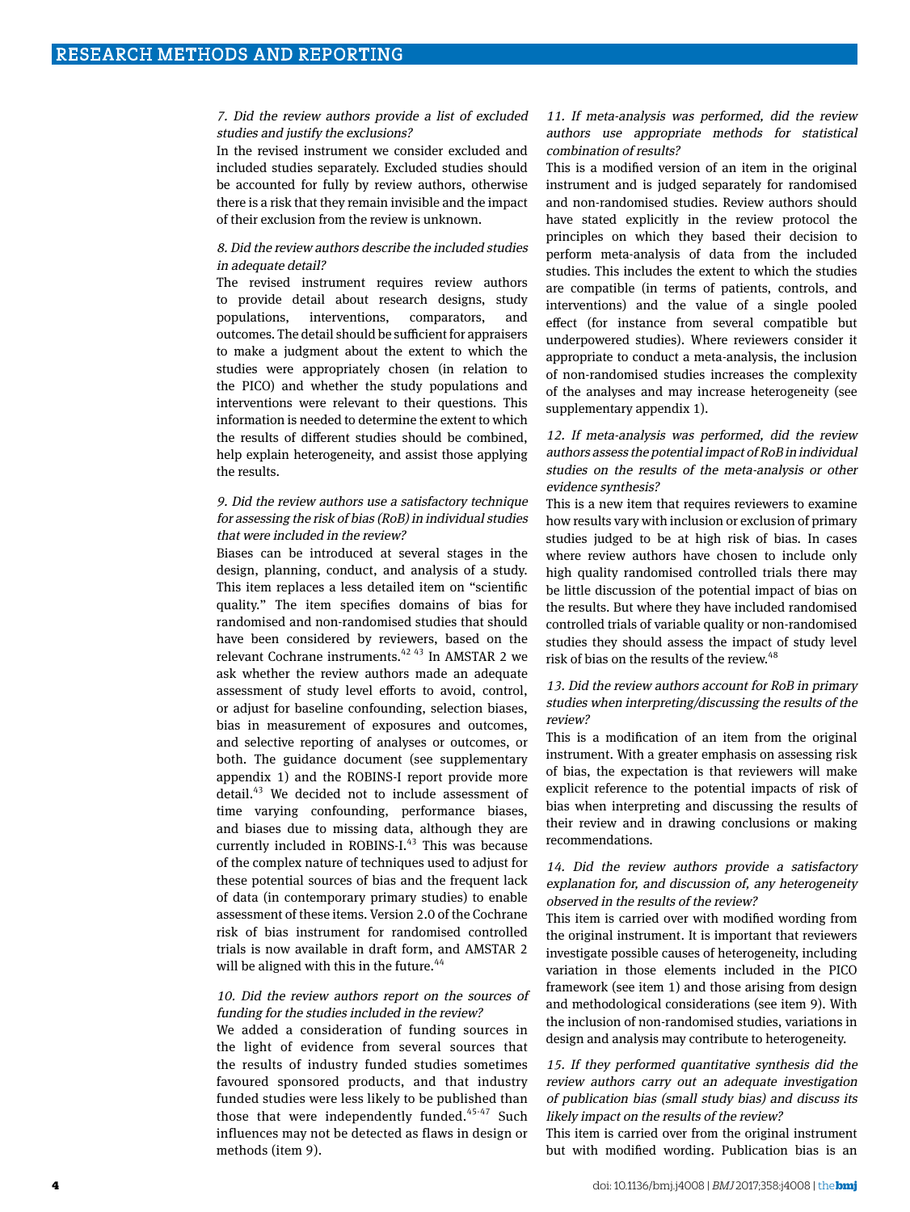*7. Did the review authors provide a list of excluded studies and justify the exclusions?*

In the revised instrument we consider excluded and included studies separately. Excluded studies should be accounted for fully by review authors, otherwise there is a risk that they remain invisible and the impact of their exclusion from the review is unknown.

*8. Did the review authors describe the included studies in adequate detail?*

The revised instrument requires review authors to provide detail about research designs, study populations, interventions, comparators, and outcomes. The detail should be sufficient for appraisers to make a judgment about the extent to which the studies were appropriately chosen (in relation to the PICO) and whether the study populations and interventions were relevant to their questions. This information is needed to determine the extent to which the results of different studies should be combined, help explain heterogeneity, and assist those applying the results.

*9. Did the review authors use a satisfactory technique for assessing the risk of bias (RoB) in individual studies that were included in the review?*

Biases can be introduced at several stages in the design, planning, conduct, and analysis of a study. This item replaces a less detailed item on "scientific quality." The item specifies domains of bias for randomised and non-randomised studies that should have been considered by reviewers, based on the relevant Cochrane instruments.[42 43] In AMSTAR 2 we ask whether the review authors made an adequate assessment of study level efforts to avoid, control, or adjust for baseline confounding, selection biases, bias in measurement of exposures and outcomes, and selective reporting of analyses or outcomes, or both. The guidance document (see supplementary appendix 1) and the ROBINS-I report provide more detail.[43] We decided not to include assessment of time varying confounding, performance biases, and biases due to missing data, although they are currently included in ROBINS-I.[43] This was because of the complex nature of techniques used to adjust for these potential sources of bias and the frequent lack of data (in contemporary primary studies) to enable assessment of these items. Version 2.0 of the Cochrane risk of bias instrument for randomised controlled trials is now available in draft form, and AMSTAR 2 will be aligned with this in the future.[44]

*10. Did the review authors report on the sources of funding for the studies included in the review?*

We added a consideration of funding sources in the light of evidence from several sources that the results of industry funded studies sometimes favoured sponsored products, and that industry funded studies were less likely to be published than those that were independently funded.[45-47] Such influences may not be detected as flaws in design or methods (item 9).

*11. If meta-analysis was performed, did the review authors use appropriate methods for statistical combination of results?*

This is a modified version of an item in the original instrument and is judged separately for randomised and non-randomised studies. Review authors should have stated explicitly in the review protocol the principles on which they based their decision to perform meta-analysis of data from the included studies. This includes the extent to which the studies are compatible (in terms of patients, controls, and interventions) and the value of a single pooled effect (for instance from several compatible but underpowered studies). Where reviewers consider it appropriate to conduct a meta-analysis, the inclusion of non-randomised studies increases the complexity of the analyses and may increase heterogeneity (see supplementary appendix 1).

*12. If meta-analysis was performed, did the review authors assess the potential impact of RoB in individual studies on the results of the meta-analysis or other evidence synthesis?*

This is a new item that requires reviewers to examine how results vary with inclusion or exclusion of primary studies judged to be at high risk of bias. In cases where review authors have chosen to include only high quality randomised controlled trials there may be little discussion of the potential impact of bias on the results. But where they have included randomised controlled trials of variable quality or non-randomised studies they should assess the impact of study level risk of bias on the results of the review.[48]

*13. Did the review authors account for RoB in primary studies when interpreting/discussing the results of the review?*

This is a modification of an item from the original instrument. With a greater emphasis on assessing risk of bias, the expectation is that reviewers will make explicit reference to the potential impacts of risk of bias when interpreting and discussing the results of their review and in drawing conclusions or making recommendations.

*14. Did the review authors provide a satisfactory explanation for, and discussion of, any heterogeneity observed in the results of the review?*

This item is carried over with modified wording from the original instrument. It is important that reviewers investigate possible causes of heterogeneity, including variation in those elements included in the PICO framework (see item 1) and those arising from design and methodological considerations (see item 9). With the inclusion of non-randomised studies, variations in design and analysis may contribute to heterogeneity.

*15. If they performed quantitative synthesis did the review authors carry out an adequate investigation of publication bias (small study bias) and discuss its likely impact on the results of the review?*

This item is carried over from the original instrument but with modified wording. Publication bias is an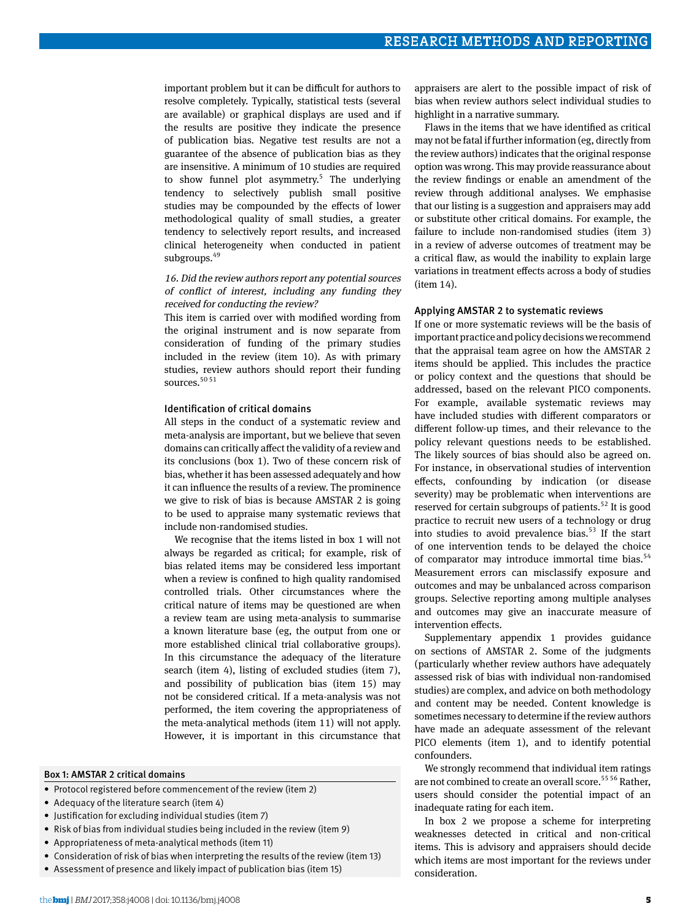important problem but it can be difficult for authors to resolve completely. Typically, statistical tests (several are available) or graphical displays are used and if the results are positive they indicate the presence of publication bias. Negative test results are not a guarantee of the absence of publication bias as they are insensitive. A minimum of 10 studies are required to show funnel plot asymmetry.[5] The underlying tendency to selectively publish small positive studies may be compounded by the effects of lower methodological quality of small studies, a greater tendency to selectively report results, and increased clinical heterogeneity when conducted in patient subgroups.[49]

*16. Did the review authors report any potential sources of conflict of interest, including any funding they received for conducting the review?*

This item is carried over with modified wording from the original instrument and is now separate from consideration of funding of the primary studies included in the review (item 10). As with primary studies, review authors should report their funding sources.[50 51]

### Identification of critical domains

All steps in the conduct of a systematic review and meta-analysis are important, but we believe that seven domains can critically affect the validity of a review and its conclusions (box 1). Two of these concern risk of bias, whether it has been assessed adequately and how it can influence the results of a review. The prominence we give to risk of bias is because AMSTAR 2 is going to be used to appraise many systematic reviews that include non-randomised studies.

We recognise that the items listed in box 1 will not always be regarded as critical; for example, risk of bias related items may be considered less important when a review is confined to high quality randomised controlled trials. Other circumstances where the critical nature of items may be questioned are when a review team are using meta-analysis to summarise a known literature base (eg, the output from one or more established clinical trial collaborative groups). In this circumstance the adequacy of the literature search (item 4), listing of excluded studies (item 7), and possibility of publication bias (item 15) may not be considered critical. If a meta-analysis was not performed, the item covering the appropriateness of the meta-analytical methods (item 11) will not apply. However, it is important in this circumstance that appraisers are alert to the possible impact of risk of bias when review authors select individual studies to highlight in a narrative summary.

Flaws in the items that we have identified as critical may not be fatal if further information (eg, directly from the review authors) indicates that the original response option was wrong. This may provide reassurance about the review findings or enable an amendment of the review through additional analyses. We emphasise that our listing is a suggestion and appraisers may add or substitute other critical domains. For example, the failure to include non-randomised studies (item 3) in a review of adverse outcomes of treatment may be a critical flaw, as would the inability to explain large variations in treatment effects across a body of studies (item 14).

#### Box 1: AMSTAR 2 critical domains

- Protocol registered before commencement of the review (item 2)
- Adequacy of the literature search (item 4)
- Justification for excluding individual studies (item 7)
- Risk of bias from individual studies being included in the review (item 9)
- Appropriateness of meta-analytical methods (item 11)
- Consideration of risk of bias when interpreting the results of the review (item 13)
- Assessment of presence and likely impact of publication bias (item 15)

### Applying AMSTAR 2 to systematic reviews

If one or more systematic reviews will be the basis of important practice and policy decisions we recommend that the appraisal team agree on how the AMSTAR 2 items should be applied. This includes the practice or policy context and the questions that should be addressed, based on the relevant PICO components. For example, available systematic reviews may have included studies with different comparators or different follow-up times, and their relevance to the policy relevant questions needs to be established. The likely sources of bias should also be agreed on. For instance, in observational studies of intervention effects, confounding by indication (or disease severity) may be problematic when interventions are reserved for certain subgroups of patients.[52] It is good practice to recruit new users of a technology or drug into studies to avoid prevalence bias.[53] If the start of one intervention tends to be delayed the choice of comparator may introduce immortal time bias.[54] Measurement errors can misclassify exposure and outcomes and may be unbalanced across comparison groups. Selective reporting among multiple analyses and outcomes may give an inaccurate measure of intervention effects.

Supplementary appendix 1 provides guidance on sections of AMSTAR 2. Some of the judgments (particularly whether review authors have adequately assessed risk of bias with individual non-randomised studies) are complex, and advice on both methodology and content may be needed. Content knowledge is sometimes necessary to determine if the review authors have made an adequate assessment of the relevant PICO elements (item 1), and to identify potential confounders.

We strongly recommend that individual item ratings are not combined to create an overall score.[55 56] Rather, users should consider the potential impact of an inadequate rating for each item.

In box 2 we propose a scheme for interpreting weaknesses detected in critical and non-critical items. This is advisory and appraisers should decide which items are most important for the reviews under consideration.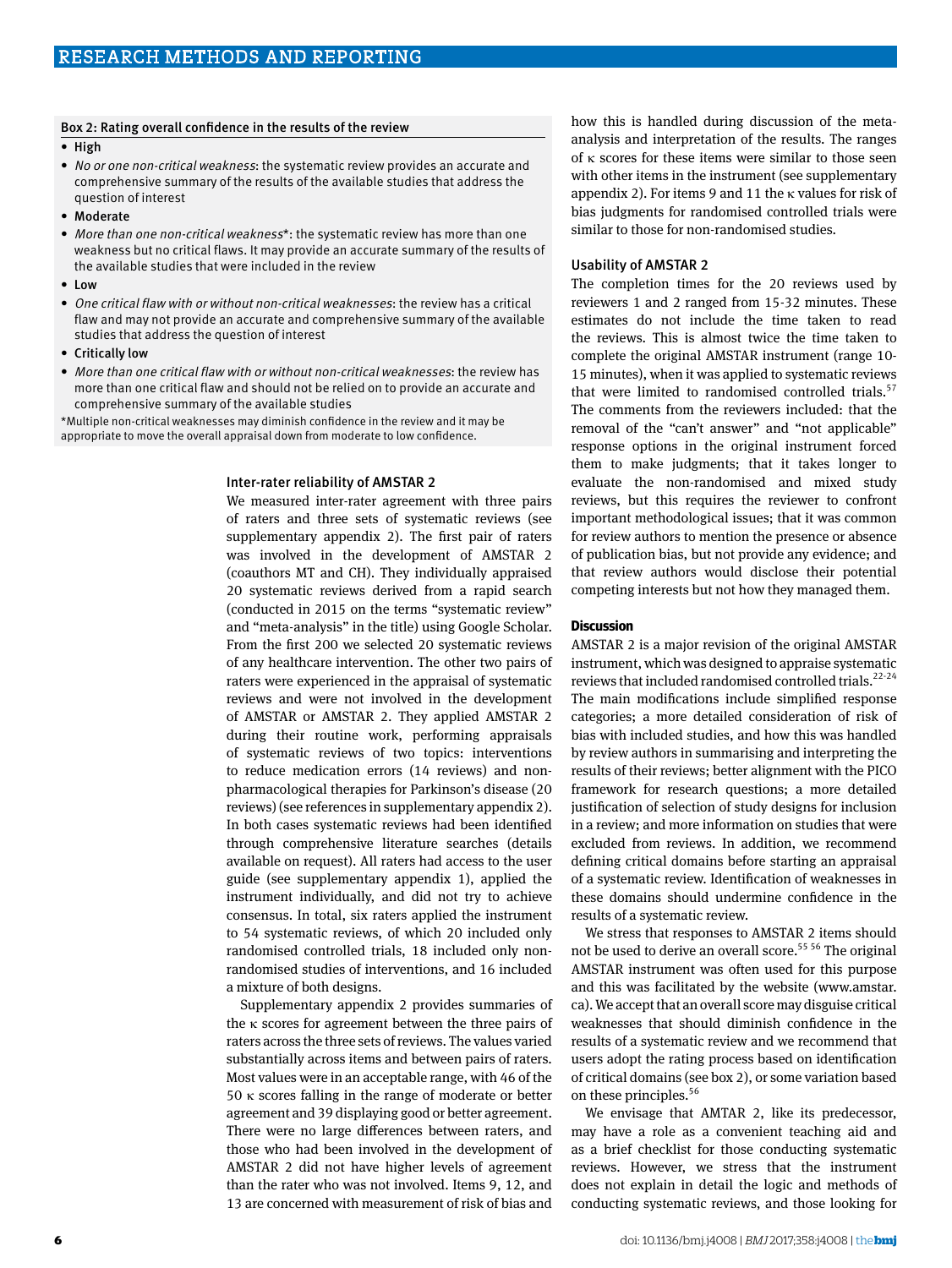### Box 2: Rating overall confidence in the results of the review

- **High**
- *No or one non-critical weakness*: the systematic review provides an accurate and comprehensive summary of the results of the available studies that address the question of interest
- **Moderate**
- *More than one non-critical weakness*\*: the systematic review has more than one weakness but no critical flaws. It may provide an accurate summary of the results of the available studies that were included in the review
- **Low**
- *One critical flaw with or without non-critical weaknesses*: the review has a critical flaw and may not provide an accurate and comprehensive summary of the available studies that address the question of interest
- **Critically low**
- *More than one critical flaw with or without non-critical weaknesses*: the review has more than one critical flaw and should not be relied on to provide an accurate and comprehensive summary of the available studies

\*Multiple non-critical weaknesses may diminish confidence in the review and it may be appropriate to move the overall appraisal down from moderate to low confidence.

### Inter-rater reliability of AMSTAR 2

We measured inter-rater agreement with three pairs of raters and three sets of systematic reviews (see supplementary appendix 2). The first pair of raters was involved in the development of AMSTAR 2 (coauthors MT and CH). They individually appraised 20 systematic reviews derived from a rapid search (conducted in 2015 on the terms "systematic review" and "meta-analysis" in the title) using Google Scholar. From the first 200 we selected 20 systematic reviews of any healthcare intervention. The other two pairs of raters were experienced in the appraisal of systematic reviews and were not involved in the development of AMSTAR or AMSTAR 2. They applied AMSTAR 2 during their routine work, performing appraisals of systematic reviews of two topics: interventions to reduce medication errors (14 reviews) and non-pharmacological therapies for Parkinson's disease (20 reviews) (see references in supplementary appendix 2). In both cases systematic reviews had been identified through comprehensive literature searches (details available on request). All raters had access to the user guide (see supplementary appendix 1), applied the instrument individually, and did not try to achieve consensus. In total, six raters applied the instrument to 54 systematic reviews, of which 20 included only randomised controlled trials, 18 included only non-randomised studies of interventions, and 16 included a mixture of both designs.

Supplementary appendix 2 provides summaries of the κ scores for agreement between the three pairs of raters across the three sets of reviews. The values varied substantially across items and between pairs of raters. Most values were in an acceptable range, with 46 of the 50 κ scores falling in the range of moderate or better agreement and 39 displaying good or better agreement. There were no large differences between raters, and those who had been involved in the development of AMSTAR 2 did not have higher levels of agreement than the rater who was not involved. Items 9, 12, and 13 are concerned with measurement of risk of bias and how this is handled during discussion of the meta-analysis and interpretation of the results. The ranges of κ scores for these items were similar to those seen with other items in the instrument (see supplementary appendix 2). For items 9 and 11 the κ values for risk of bias judgments for randomised controlled trials were similar to those for non-randomised studies.

### Usability of AMSTAR 2

The completion times for the 20 reviews used by reviewers 1 and 2 ranged from 15-32 minutes. These estimates do not include the time taken to read the reviews. This is almost twice the time taken to complete the original AMSTAR instrument (range 10-15 minutes), when it was applied to systematic reviews that were limited to randomised controlled trials.[57] The comments from the reviewers included: that the removal of the "can't answer" and "not applicable" response options in the original instrument forced them to make judgments; that it takes longer to evaluate the non-randomised and mixed study reviews, but this requires the reviewer to confront important methodological issues; that it was common for review authors to mention the presence or absence of publication bias, but not provide any evidence; and that review authors would disclose their potential competing interests but not how they managed them.

## Discussion

AMSTAR 2 is a major revision of the original AMSTAR instrument, which was designed to appraise systematic reviews that included randomised controlled trials.[22-24] The main modifications include simplified response categories; a more detailed consideration of risk of bias with included studies, and how this was handled by review authors in summarising and interpreting the results of their reviews; better alignment with the PICO framework for research questions; a more detailed justification of selection of study designs for inclusion in a review; and more information on studies that were excluded from reviews. In addition, we recommend defining critical domains before starting an appraisal of a systematic review. Identification of weaknesses in these domains should undermine confidence in the results of a systematic review.

We stress that responses to AMSTAR 2 items should not be used to derive an overall score.[55 56] The original AMSTAR instrument was often used for this purpose and this was facilitated by the website (www.amstar.ca). We accept that an overall score may disguise critical weaknesses that should diminish confidence in the results of a systematic review and we recommend that users adopt the rating process based on identification of critical domains (see box 2), or some variation based on these principles.[56]

We envisage that AMTAR 2, like its predecessor, may have a role as a convenient teaching aid and as a brief checklist for those conducting systematic reviews. However, we stress that the instrument does not explain in detail the logic and methods of conducting systematic reviews, and those looking for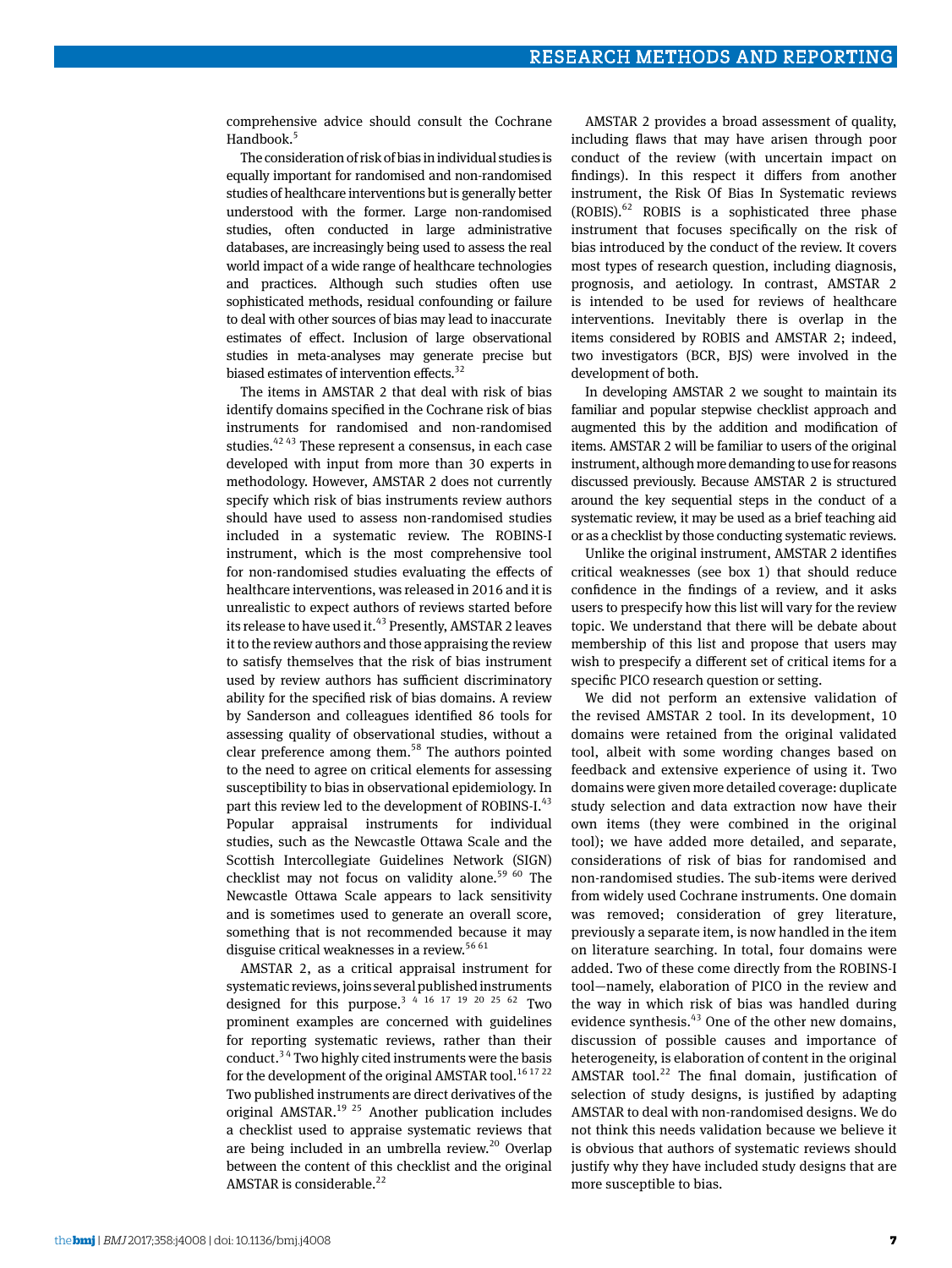comprehensive advice should consult the Cochrane Handbook.[5]

The consideration of risk of bias in individual studies is equally important for randomised and non-randomised studies of healthcare interventions but is generally better understood with the former. Large non-randomised studies, often conducted in large administrative databases, are increasingly being used to assess the real world impact of a wide range of healthcare technologies and practices. Although such studies often use sophisticated methods, residual confounding or failure to deal with other sources of bias may lead to inaccurate estimates of effect. Inclusion of large observational studies in meta-analyses may generate precise but biased estimates of intervention effects.[32]

The items in AMSTAR 2 that deal with risk of bias identify domains specified in the Cochrane risk of bias instruments for randomised and non-randomised studies.[42 43] These represent a consensus, in each case developed with input from more than 30 experts in methodology. However, AMSTAR 2 does not currently specify which risk of bias instruments review authors should have used to assess non-randomised studies included in a systematic review. The ROBINS-I instrument, which is the most comprehensive tool for non-randomised studies evaluating the effects of healthcare interventions, was released in 2016 and it is unrealistic to expect authors of reviews started before its release to have used it.[43] Presently, AMSTAR 2 leaves it to the review authors and those appraising the review to satisfy themselves that the risk of bias instrument used by review authors has sufficient discriminatory ability for the specified risk of bias domains. A review by Sanderson and colleagues identified 86 tools for assessing quality of observational studies, without a clear preference among them.[58] The authors pointed to the need to agree on critical elements for assessing susceptibility to bias in observational epidemiology. In part this review led to the development of ROBINS-I.[43] Popular appraisal instruments for individual studies, such as the Newcastle Ottawa Scale and the Scottish Intercollegiate Guidelines Network (SIGN) checklist may not focus on validity alone.[59 60] The Newcastle Ottawa Scale appears to lack sensitivity and is sometimes used to generate an overall score, something that is not recommended because it may disguise critical weaknesses in a review.[56 61]

AMSTAR 2, as a critical appraisal instrument for systematic reviews, joins several published instruments designed for this purpose.[3 4 16 17 19 20 25 62] Two prominent examples are concerned with guidelines for reporting systematic reviews, rather than their conduct.[3 4] Two highly cited instruments were the basis for the development of the original AMSTAR tool.[16 17 22] Two published instruments are direct derivatives of the original AMSTAR.[19 25] Another publication includes a checklist used to appraise systematic reviews that are being included in an umbrella review.[20] Overlap between the content of this checklist and the original AMSTAR is considerable.[22]

AMSTAR 2 provides a broad assessment of quality, including flaws that may have arisen through poor conduct of the review (with uncertain impact on findings). In this respect it differs from another instrument, the Risk Of Bias In Systematic reviews (ROBIS).[62] ROBIS is a sophisticated three phase instrument that focuses specifically on the risk of bias introduced by the conduct of the review. It covers most types of research question, including diagnosis, prognosis, and aetiology. In contrast, AMSTAR 2 is intended to be used for reviews of healthcare interventions. Inevitably there is overlap in the items considered by ROBIS and AMSTAR 2; indeed, two investigators (BCR, BJS) were involved in the development of both.

In developing AMSTAR 2 we sought to maintain its familiar and popular stepwise checklist approach and augmented this by the addition and modification of items. AMSTAR 2 will be familiar to users of the original instrument, although more demanding to use for reasons discussed previously. Because AMSTAR 2 is structured around the key sequential steps in the conduct of a systematic review, it may be used as a brief teaching aid or as a checklist by those conducting systematic reviews.

Unlike the original instrument, AMSTAR 2 identifies critical weaknesses (see box 1) that should reduce confidence in the findings of a review, and it asks users to prespecify how this list will vary for the review topic. We understand that there will be debate about membership of this list and propose that users may wish to prespecify a different set of critical items for a specific PICO research question or setting.

We did not perform an extensive validation of the revised AMSTAR 2 tool. In its development, 10 domains were retained from the original validated tool, albeit with some wording changes based on feedback and extensive experience of using it. Two domains were given more detailed coverage: duplicate study selection and data extraction now have their own items (they were combined in the original tool); we have added more detailed, and separate, considerations of risk of bias for randomised and non-randomised studies. The sub-items were derived from widely used Cochrane instruments. One domain was removed; consideration of grey literature, previously a separate item, is now handled in the item on literature searching. In total, four domains were added. Two of these come directly from the ROBINS-I tool—namely, elaboration of PICO in the review and the way in which risk of bias was handled during evidence synthesis.[43] One of the other new domains, discussion of possible causes and importance of heterogeneity, is elaboration of content in the original AMSTAR tool.[22] The final domain, justification of selection of study designs, is justified by adapting AMSTAR to deal with non-randomised designs. We do not think this needs validation because we believe it is obvious that authors of systematic reviews should justify why they have included study designs that are more susceptible to bias.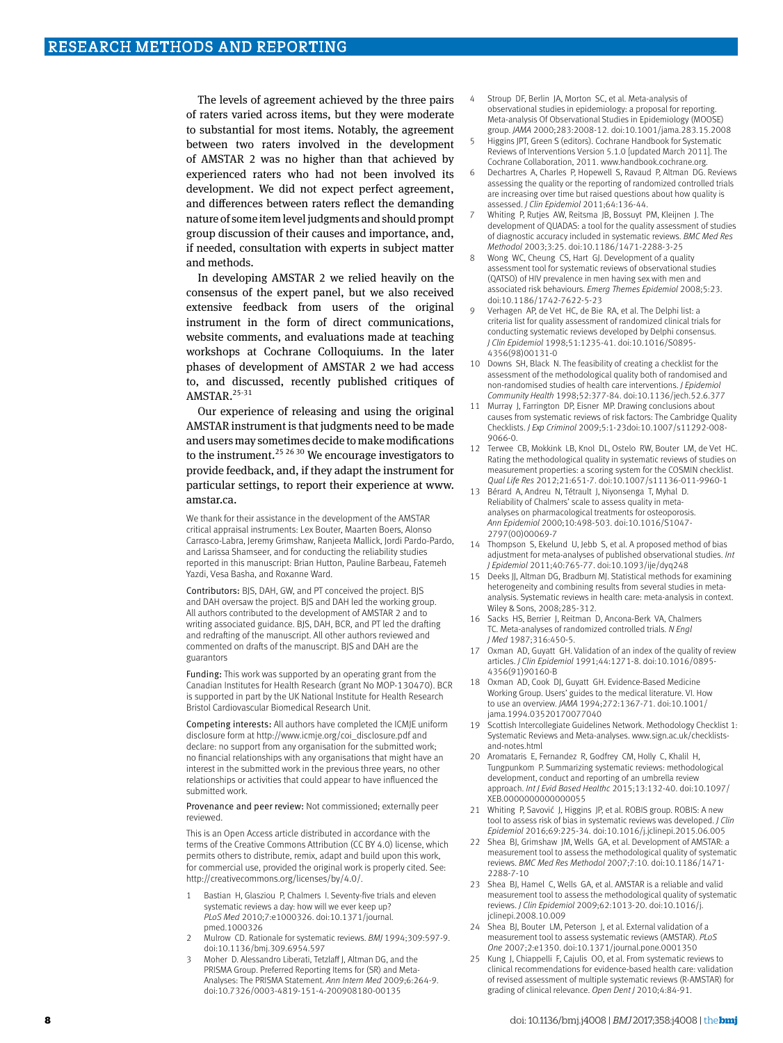The levels of agreement achieved by the three pairs of raters varied across items, but they were moderate to substantial for most items. Notably, the agreement between two raters involved in the development of AMSTAR 2 was no higher than that achieved by experienced raters who had not been involved its development. We did not expect perfect agreement, and differences between raters reflect the demanding nature of some item level judgments and should prompt group discussion of their causes and importance, and, if needed, consultation with experts in subject matter and methods.

In developing AMSTAR 2 we relied heavily on the consensus of the expert panel, but we also received extensive feedback from users of the original instrument in the form of direct communications, website comments, and evaluations made at teaching workshops at Cochrane Colloquiums. In the later phases of development of AMSTAR 2 we had access to, and discussed, recently published critiques of AMSTAR.[25-31]

Our experience of releasing and using the original AMSTAR instrument is that judgments need to be made and users may sometimes decide to make modifications to the instrument.[25 26 30] We encourage investigators to provide feedback, and, if they adapt the instrument for particular settings, to report their experience at www.amstar.ca.

We thank for their assistance in the development of the AMSTAR critical appraisal instruments: Lex Bouter, Maarten Boers, Alonso Carrasco-Labra, Jeremy Grimshaw, Ranjeeta Mallick, Jordi Pardo-Pardo, and Larissa Shamseer, and for conducting the reliability studies reported in this manuscript: Brian Hutton, Pauline Barbeau, Fatemeh Yazdi, Vesa Basha, and Roxanne Ward.

Contributors: BJS, DAH, GW, and PT conceived the project. BJS and DAH oversaw the project. BJS and DAH led the working group. All authors contributed to the development of AMSTAR 2 and to writing associated guidance. BJS, DAH, BCR, and PT led the drafting and redrafting of the manuscript. All other authors reviewed and commented on drafts of the manuscript. BJS and DAH are the guarantors

Funding: This work was supported by an operating grant from the Canadian Institutes for Health Research (grant No MOP-130470). BCR is supported in part by the UK National Institute for Health Research Bristol Cardiovascular Biomedical Research Unit.

Competing interests: All authors have completed the ICMJE uniform disclosure form at http://www.icmje.org/coi_disclosure.pdf and declare: no support from any organisation for the submitted work; no financial relationships with any organisations that might have an interest in the submitted work in the previous three years, no other relationships or activities that could appear to have influenced the submitted work.

Provenance and peer review: Not commissioned; externally peer reviewed.

This is an Open Access article distributed in accordance with the terms of the Creative Commons Attribution (CC BY 4.0) license, which permits others to distribute, remix, adapt and build upon this work, for commercial use, provided the original work is properly cited. See: http://creativecommons.org/licenses/by/4.0/.

1. Bastian H, Glasziou P, Chalmers I. Seventy-five trials and eleven systematic reviews a day: how will we ever keep up? *PLoS Med* 2010;7:e1000326. doi:10.1371/journal.pmed.1000326
2. Mulrow CD. Rationale for systematic reviews. *BMJ* 1994;309:597-9. doi:10.1136/bmj.309.6954.597
3. Moher D. Alessandro Liberati, Tetzlaff J, Altman DG, and the PRISMA Group. Preferred Reporting Items for (SR) and Meta-Analyses: The PRISMA Statement. *Ann Intern Med* 2009;6:264-9. doi:10.7326/0003-4819-151-4-200908180-00135
4. Stroup DF, Berlin JA, Morton SC, et al. Meta-analysis of observational studies in epidemiology: a proposal for reporting. Meta-analysis Of Observational Studies in Epidemiology (MOOSE) group. *JAMA* 2000;283:2008-12. doi:10.1001/jama.283.15.2008
5. Higgins JPT, Green S (editors). Cochrane Handbook for Systematic Reviews of Interventions Version 5.1.0 [updated March 2011]. The Cochrane Collaboration, 2011. www.handbook.cochrane.org.
6. Dechartres A, Charles P, Hopewell S, Ravaud P, Altman DG. Reviews assessing the quality or the reporting of randomized controlled trials are increasing over time but raised questions about how quality is assessed. *J Clin Epidemiol* 2011;64:136-44.
7. Whiting P, Rutjes AW, Reitsma JB, Bossuyt PM, Kleijnen J. The development of QUADAS: a tool for the quality assessment of studies of diagnostic accuracy included in systematic reviews. *BMC Med Res Methodol* 2003;3:25. doi:10.1186/1471-2288-3-25
8. Wong WC, Cheung CS, Hart GJ. Development of a quality assessment tool for systematic reviews of observational studies (QATSO) of HIV prevalence in men having sex with men and associated risk behaviours. *Emerg Themes Epidemiol* 2008;5:23. doi:10.1186/1742-7622-5-23
9. Verhagen AP, de Vet HC, de Bie RA, et al. The Delphi list: a criteria list for quality assessment of randomized clinical trials for conducting systematic reviews developed by Delphi consensus. *J Clin Epidemiol* 1998;51:1235-41. doi:10.1016/S0895-4356(98)00131-0
10. Downs SH, Black N. The feasibility of creating a checklist for the assessment of the methodological quality both of randomised and non-randomised studies of health care interventions. *J Epidemiol Community Health* 1998;52:377-84. doi:10.1136/jech.52.6.377
11. Murray J, Farrington DP, Eisner MP. Drawing conclusions about causes from systematic reviews of risk factors: The Cambridge Quality Checklists. *J Exp Criminol* 2009;5:1-23doi:10.1007/s11292-008-9066-0.
12. Terwee CB, Mokkink LB, Knol DL, Ostelo RW, Bouter LM, de Vet HC. Rating the methodological quality in systematic reviews of studies on measurement properties: a scoring system for the COSMIN checklist. *Qual Life Res* 2012;21:651-7. doi:10.1007/s11136-011-9960-1
13. Bérard A, Andreu N, Tétrault J, Niyonsenga T, Myhal D. Reliability of Chalmers' scale to assess quality in meta-analyses on pharmacological treatments for osteoporosis. *Ann Epidemiol* 2000;10:498-503. doi:10.1016/S1047-2797(00)00069-7
14. Thompson S, Ekelund U, Jebb S, et al. A proposed method of bias adjustment for meta-analyses of published observational studies. *Int J Epidemiol* 2011;40:765-77. doi:10.1093/ije/dyq248
15. Deeks JJ, Altman DG, Bradburn MJ. Statistical methods for examining heterogeneity and combining results from several studies in meta-analysis. Systematic reviews in health care: meta-analysis in context. Wiley & Sons, 2008;285-312.
16. Sacks HS, Berrier J, Reitman D, Ancona-Berk VA, Chalmers TC. Meta-analyses of randomized controlled trials. *N Engl J Med* 1987;316:450-5.
17. Oxman AD, Guyatt GH. Validation of an index of the quality of review articles. *J Clin Epidemiol* 1991;44:1271-8. doi:10.1016/0895-4356(91)90160-B
18. Oxman AD, Cook DJ, Guyatt GH. Evidence-Based Medicine Working Group. Users' guides to the medical literature. VI. How to use an overview. *JAMA* 1994;272:1367-71. doi:10.1001/jama.1994.03520170077040
19. Scottish Intercollegiate Guidelines Network. Methodology Checklist 1: Systematic Reviews and Meta-analyses. www.sign.ac.uk/checklists-and-notes.html
20. Aromataris E, Fernandez R, Godfrey CM, Holly C, Khalil H, Tungpunkom P. Summarizing systematic reviews: methodological development, conduct and reporting of an umbrella review approach. *Int J Evid Based Healthc* 2015;13:132-40. doi:10.1097/XEB.0000000000000055
21. Whiting P, Savović J, Higgins JP, et al. ROBIS group. ROBIS: A new tool to assess risk of bias in systematic reviews was developed. *J Clin Epidemiol* 2016;69:225-34. doi:10.1016/j.jclinepi.2015.06.005
22. Shea BJ, Grimshaw JM, Wells GA, et al. Development of AMSTAR: a measurement tool to assess the methodological quality of systematic reviews. *BMC Med Res Methodol* 2007;7:10. doi:10.1186/1471-2288-7-10
23. Shea BJ, Hamel C, Wells GA, et al. AMSTAR is a reliable and valid measurement tool to assess the methodological quality of systematic reviews. *J Clin Epidemiol* 2009;62:1013-20. doi:10.1016/j.jclinepi.2008.10.009
24. Shea BJ, Bouter LM, Peterson J, et al. External validation of a measurement tool to assess systematic reviews (AMSTAR). *PLoS One* 2007;2:e1350. doi:10.1371/journal.pone.0001350
25. Kung J, Chiappelli F, Cajulis OO, et al. From systematic reviews to clinical recommendations for evidence-based health care: validation of revised assessment of multiple systematic reviews (R-AMSTAR) for grading of clinical relevance. *Open Dent J* 2010;4:84-91.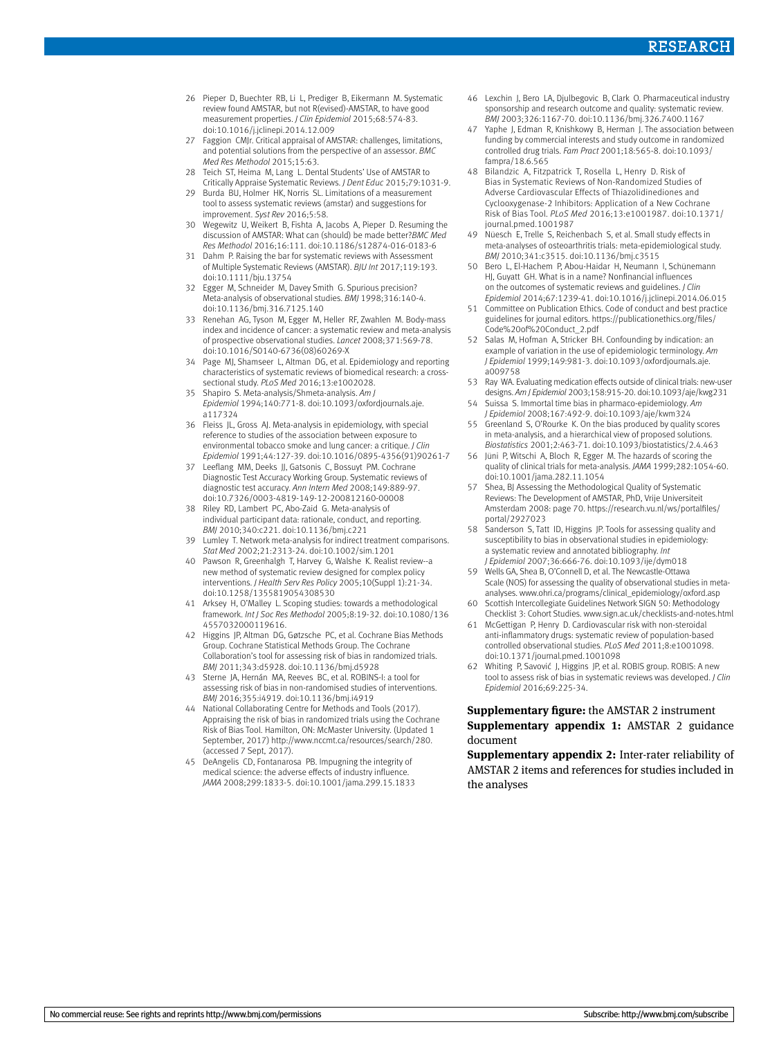26 Pieper D, Buechter RB, Li L, Prediger B, Eikermann M. Systematic review found AMSTAR, but not R(evised)-AMSTAR, to have good measurement properties. *J Clin Epidemiol* 2015;68:574-83. doi:10.1016/j.jclinepi.2014.12.009

27 Faggion CMJr. Critical appraisal of AMSTAR: challenges, limitations, and potential solutions from the perspective of an assessor. *BMC Med Res Methodol* 2015;15:63.

28 Teich ST, Heima M, Lang L. Dental Students' Use of AMSTAR to Critically Appraise Systematic Reviews. *J Dent Educ* 2015;79:1031-9.

29 Burda BU, Holmer HK, Norris SL. Limitations of a measurement tool to assess systematic reviews (amstar) and suggestions for improvement. *Syst Rev* 2016;5:58.

30 Wegewitz U, Weikert B, Fishta A, Jacobs A, Pieper D. Resuming the discussion of AMSTAR: What can (should) be made better?*BMC Med Res Methodol* 2016;16:111. doi:10.1186/s12874-016-0183-6

31 Dahm P. Raising the bar for systematic reviews with Assessment of Multiple Systematic Reviews (AMSTAR). *BJU Int* 2017;119:193. doi:10.1111/bju.13754

32 Egger M, Schneider M, Davey Smith G. Spurious precision? Meta-analysis of observational studies. *BMJ* 1998;316:140-4. doi:10.1136/bmj.316.7125.140

33 Renehan AG, Tyson M, Egger M, Heller RF, Zwahlen M. Body-mass index and incidence of cancer: a systematic review and meta-analysis of prospective observational studies. *Lancet* 2008;371:569-78. doi:10.1016/S0140-6736(08)60269-X

34 Page MJ, Shamseer L, Altman DG, et al. Epidemiology and reporting characteristics of systematic reviews of biomedical research: a cross-sectional study. *PLoS Med* 2016;13:e1002028.

35 Shapiro S. Meta-analysis/Shmeta-analysis. *Am J Epidemiol* 1994;140:771-8. doi:10.1093/oxfordjournals.aje.a117324

36 Fleiss JL, Gross AJ. Meta-analysis in epidemiology, with special reference to studies of the association between exposure to environmental tobacco smoke and lung cancer: a critique. *J Clin Epidemiol* 1991;44:127-39. doi:10.1016/0895-4356(91)90261-7

37 Leeflang MM, Deeks JJ, Gatsonis C, Bossuyt PM. Cochrane Diagnostic Test Accuracy Working Group. Systematic reviews of diagnostic test accuracy. *Ann Intern Med* 2008;149:889-97. doi:10.7326/0003-4819-149-12-200812160-00008

38 Riley RD, Lambert PC, Abo-Zaid G. Meta-analysis of individual participant data: rationale, conduct, and reporting. *BMJ* 2010;340:c221. doi:10.1136/bmj.c221

39 Lumley T. Network meta-analysis for indirect treatment comparisons. *Stat Med* 2002;21:2313-24. doi:10.1002/sim.1201

40 Pawson R, Greenhalgh T, Harvey G, Walshe K. Realist review--a new method of systematic review designed for complex policy interventions. *J Health Serv Res Policy* 2005;10(Suppl 1):21-34. doi:10.1258/1355819054308530

41 Arksey H, O'Malley L. Scoping studies: towards a methodological framework. *Int J Soc Res Methodol* 2005;8:19-32. doi:10.1080/1364557032000119616.

42 Higgins JP, Altman DG, Gøtzsche PC, et al. Cochrane Bias Methods Group. Cochrane Statistical Methods Group. The Cochrane Collaboration's tool for assessing risk of bias in randomized trials. *BMJ* 2011;343:d5928. doi:10.1136/bmj.d5928

43 Sterne JA, Hernán MA, Reeves BC, et al. ROBINS-I: a tool for assessing risk of bias in non-randomised studies of interventions. *BMJ* 2016;355:i4919. doi:10.1136/bmj.i4919

44 National Collaborating Centre for Methods and Tools (2017). Appraising the risk of bias in randomized trials using the Cochrane Risk of Bias Tool. Hamilton, ON: McMaster University. (Updated 1 September, 2017) http://www.nccmt.ca/resources/search/280. (accessed 7 Sept, 2017).

45 DeAngelis CD, Fontanarosa PB. Impugning the integrity of medical science: the adverse effects of industry influence. *JAMA* 2008;299:1833-5. doi:10.1001/jama.299.15.1833

46 Lexchin J, Bero LA, Djulbegovic B, Clark O. Pharmaceutical industry sponsorship and research outcome and quality: systematic review. *BMJ* 2003;326:1167-70. doi:10.1136/bmj.326.7400.1167

47 Yaphe J, Edman R, Knishkowy B, Herman J. The association between funding by commercial interests and study outcome in randomized controlled drug trials. *Fam Pract* 2001;18:565-8. doi:10.1093/fampra/18.6.565

48 Bilandzic A, Fitzpatrick T, Rosella L, Henry D. Risk of Bias in Systematic Reviews of Non-Randomized Studies of Adverse Cardiovascular Effects of Thiazolidinediones and Cyclooxygenase-2 Inhibitors: Application of a New Cochrane Risk of Bias Tool. *PLoS Med* 2016;13:e1001987. doi:10.1371/journal.pmed.1001987

49 Nüesch E, Trelle S, Reichenbach S, et al. Small study effects in meta-analyses of osteoarthritis trials: meta-epidemiological study. *BMJ* 2010;341:c3515. doi:10.1136/bmj.c3515

50 Bero L, El-Hachem P, Abou-Haidar H, Neumann I, Schünemann HJ, Guyatt GH. What is in a name? Nonfinancial influences on the outcomes of systematic reviews and guidelines. *J Clin Epidemiol* 2014;67:1239-41. doi:10.1016/j.jclinepi.2014.06.015

51 Committee on Publication Ethics. Code of conduct and best practice guidelines for journal editors. https://publicationethics.org/files/Code%20of%20Conduct_2.pdf

52 Salas M, Hofman A, Stricker BH. Confounding by indication: an example of variation in the use of epidemiologic terminology. *Am J Epidemiol* 1999;149:981-3. doi:10.1093/oxfordjournals.aje.a009758

53 Ray WA. Evaluating medication effects outside of clinical trials: new-user designs. *Am J Epidemiol* 2003;158:915-20. doi:10.1093/aje/kwg231

54 Suissa S. Immortal time bias in pharmaco-epidemiology. *Am J Epidemiol* 2008;167:492-9. doi:10.1093/aje/kwm324

55 Greenland S, O'Rourke K. On the bias produced by quality scores in meta-analysis, and a hierarchical view of proposed solutions. *Biostatistics* 2001;2:463-71. doi:10.1093/biostatistics/2.4.463

56 Jüni P, Witschi A, Bloch R, Egger M. The hazards of scoring the quality of clinical trials for meta-analysis. *JAMA* 1999;282:1054-60. doi:10.1001/jama.282.11.1054

57 Shea, BJ Assessing the Methodological Quality of Systematic Reviews: The Development of AMSTAR, PhD, Vrije Universiteit Amsterdam 2008: page 70. https://research.vu.nl/ws/portalfiles/portal/2927023

58 Sanderson S, Tatt ID, Higgins JP. Tools for assessing quality and susceptibility to bias in observational studies in epidemiology: a systematic review and annotated bibliography. *Int J Epidemiol* 2007;36:666-76. doi:10.1093/ije/dym018

59 Wells GA, Shea B, O'Connell D, et al. The Newcastle-Ottawa Scale (NOS) for assessing the quality of observational studies in meta-analyses. www.ohri.ca/programs/clinical_epidemiology/oxford.asp

60 Scottish Intercollegiate Guidelines Network SIGN 50: Methodology Checklist 3: Cohort Studies. www.sign.ac.uk/checklists-and-notes.html

61 McGettigan P, Henry D. Cardiovascular risk with non-steroidal anti-inflammatory drugs: systematic review of population-based controlled observational studies. *PLoS Med* 2011;8:e1001098. doi:10.1371/journal.pmed.1001098

62 Whiting P, Savović J, Higgins JP, et al. ROBIS group. ROBIS: A new tool to assess risk of bias in systematic reviews was developed. *J Clin Epidemiol* 2016;69:225-34.

**Supplementary figure:** the AMSTAR 2 instrument

**Supplementary appendix 1:** AMSTAR 2 guidance document

**Supplementary appendix 2:** Inter-rater reliability of AMSTAR 2 items and references for studies included in the analyses